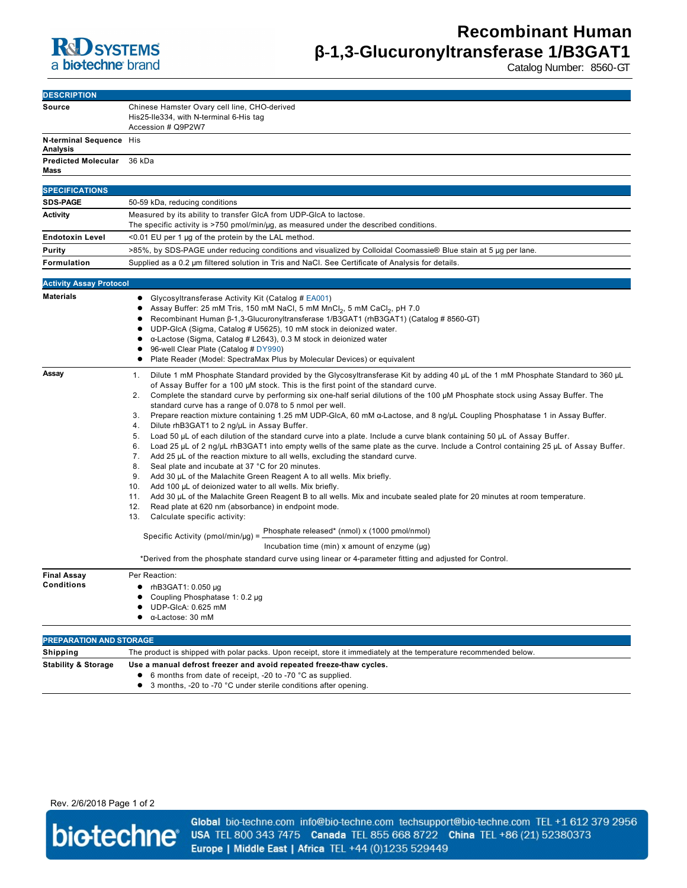# Recombinant Human β-1,3-Glucuronyltransferase 1/B3GAT1

Catalog Number: 8560-GT

## DESCRIPTION

| | |
|---|---|
| **Source** | Chinese Hamster Ovary cell line, CHO-derived<br>His25-Ile334, with N-terminal 6-His tag<br>Accession # Q9P2W7 |
| **N-terminal Sequence Analysis** | His |
| **Predicted Molecular Mass** | 36 kDa |

## SPECIFICATIONS

| | |
|---|---|
| **SDS-PAGE** | 50-59 kDa, reducing conditions |
| **Activity** | Measured by its ability to transfer GlcA from UDP-GlcA to lactose.<br>The specific activity is >750 pmol/min/µg, as measured under the described conditions. |
| **Endotoxin Level** | <0.01 EU per 1 µg of the protein by the LAL method. |
| **Purity** | >85%, by SDS-PAGE under reducing conditions and visualized by Colloidal Coomassie® Blue stain at 5 µg per lane. |
| **Formulation** | Supplied as a 0.2 µm filtered solution in Tris and NaCl. See Certificate of Analysis for details. |

## Activity Assay Protocol

**Materials**

- Glycosyltransferase Activity Kit (Catalog # EA001)
- Assay Buffer: 25 mM Tris, 150 mM NaCl, 5 mM $MnCl_2$, 5 mM $CaCl_2$, pH 7.0
- Recombinant Human β-1,3-Glucuronyltransferase 1/B3GAT1 (rhB3GAT1) (Catalog # 8560-GT)
- UDP-GlcA (Sigma, Catalog # U5625), 10 mM stock in deionized water.
- α-Lactose (Sigma, Catalog # L2643), 0.3 M stock in deionized water
- 96-well Clear Plate (Catalog # DY990)
- Plate Reader (Model: SpectraMax Plus by Molecular Devices) or equivalent

**Assay**

1. Dilute 1 mM Phosphate Standard provided by the Glycosyltransferase Kit by adding 40 µL of the 1 mM Phosphate Standard to 360 µL of Assay Buffer for a 100 µM stock. This is the first point of the standard curve.
2. Complete the standard curve by performing six one-half serial dilutions of the 100 µM Phosphate stock using Assay Buffer. The standard curve has a range of 0.078 to 5 nmol per well.
3. Prepare reaction mixture containing 1.25 mM UDP-GlcA, 60 mM α-Lactose, and 8 ng/µL Coupling Phosphatase 1 in Assay Buffer.
4. Dilute rhB3GAT1 to 2 ng/µL in Assay Buffer.
5. Load 50 µL of each dilution of the standard curve into a plate. Include a curve blank containing 50 µL of Assay Buffer.
6. Load 25 µL of 2 ng/µL rhB3GAT1 into empty wells of the same plate as the curve. Include a Control containing 25 µL of Assay Buffer.
7. Add 25 µL of the reaction mixture to all wells, excluding the standard curve.
8. Seal plate and incubate at 37 °C for 20 minutes.
9. Add 30 µL of the Malachite Green Reagent A to all wells. Mix briefly.
10. Add 100 µL of deionized water to all wells. Mix briefly.
11. Add 30 µL of the Malachite Green Reagent B to all wells. Mix and incubate sealed plate for 20 minutes at room temperature.
12. Read plate at 620 nm (absorbance) in endpoint mode.
13. Calculate specific activity:

$$\text{Specific Activity (pmol/min/µg)} = \frac{\text{Phosphate released* (nmol)} \times \text{(1000 pmol/nmol)}}{\text{Incubation time (min)} \times \text{amount of enzyme (µg)}}$$

*Derived from the phosphate standard curve using linear or 4-parameter fitting and adjusted for Control.

**Final Assay Conditions**

Per Reaction:

- rhB3GAT1: 0.050 µg
- Coupling Phosphatase 1: 0.2 µg
- UDP-GlcA: 0.625 mM
- α-Lactose: 30 mM

## PREPARATION AND STORAGE

| | |
|---|---|
| **Shipping** | The product is shipped with polar packs. Upon receipt, store it immediately at the temperature recommended below. |
| **Stability & Storage** | **Use a manual defrost freezer and avoid repeated freeze-thaw cycles.**<br>● 6 months from date of receipt, -20 to -70 °C as supplied.<br>● 3 months, -20 to -70 °C under sterile conditions after opening. |

Rev. 2/6/2018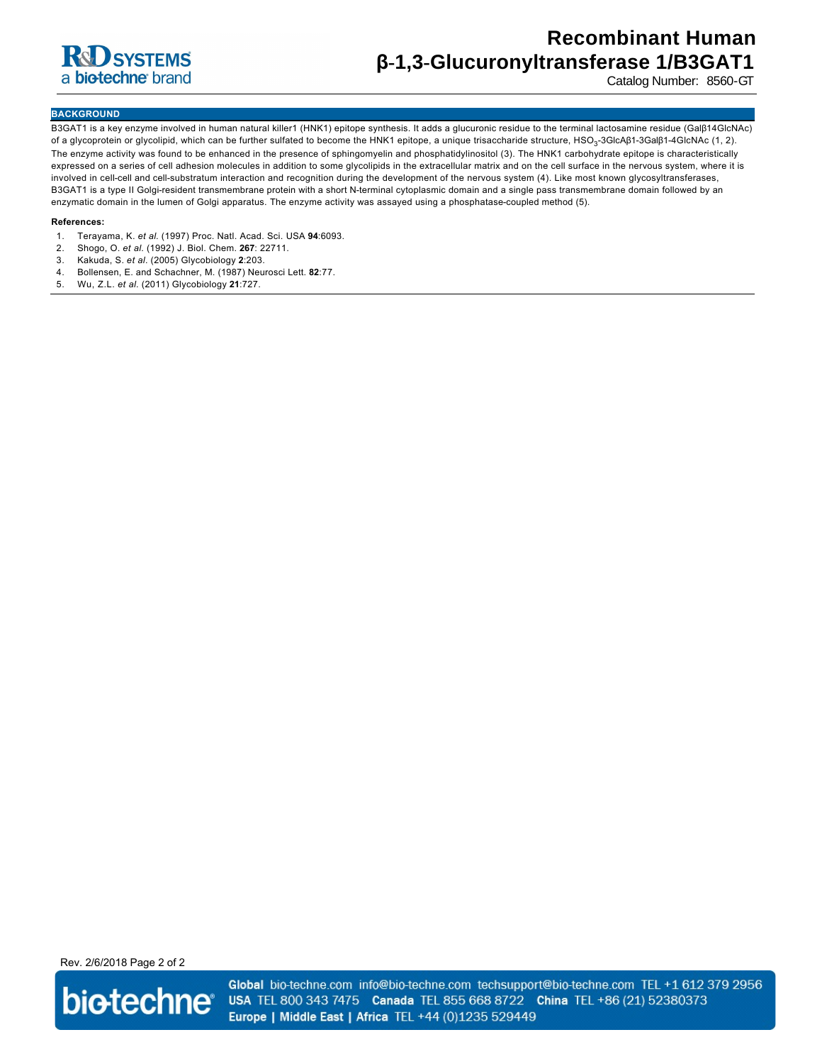# Recombinant Human β-1,3-Glucuronyltransferase 1/B3GAT1

Catalog Number: 8560-GT

## BACKGROUND

B3GAT1 is a key enzyme involved in human natural killer1 (HNK1) epitope synthesis. It adds a glucuronic residue to the terminal lactosamine residue (Galβ14GlcNAc) of a glycoprotein or glycolipid, which can be further sulfated to become the HNK1 epitope, a unique trisaccharide structure, $HSO_3$-3GlcAβ1-3Galβ1-4GlcNAc (1, 2). The enzyme activity was found to be enhanced in the presence of sphingomyelin and phosphatidylinositol (3). The HNK1 carbohydrate epitope is characteristically expressed on a series of cell adhesion molecules in addition to some glycolipids in the extracellular matrix and on the cell surface in the nervous system, where it is involved in cell-cell and cell-substratum interaction and recognition during the development of the nervous system (4). Like most known glycosyltransferases, B3GAT1 is a type II Golgi-resident transmembrane protein with a short N-terminal cytoplasmic domain and a single pass transmembrane domain followed by an enzymatic domain in the lumen of Golgi apparatus. The enzyme activity was assayed using a phosphatase-coupled method (5).

**References:**

1. Terayama, K. *et al.* (1997) Proc. Natl. Acad. Sci. USA **94**:6093.
2. Shogo, O. *et al.* (1992) J. Biol. Chem. **267**: 22711.
3. Kakuda, S. *et al.* (2005) Glycobiology **2**:203.
4. Bollensen, E. and Schachner, M. (1987) Neurosci Lett. **82**:77.
5. Wu, Z.L. *et al.* (2011) Glycobiology **21**:727.

Rev. 2/6/2018

Global bio-techne.com info@bio-techne.com techsupport@bio-techne.com TEL +1 612 379 2956
USA TEL 800 343 7475 Canada TEL 855 668 8722 China TEL +86 (21) 52380373
Europe | Middle East | Africa TEL +44 (0)1235 529449